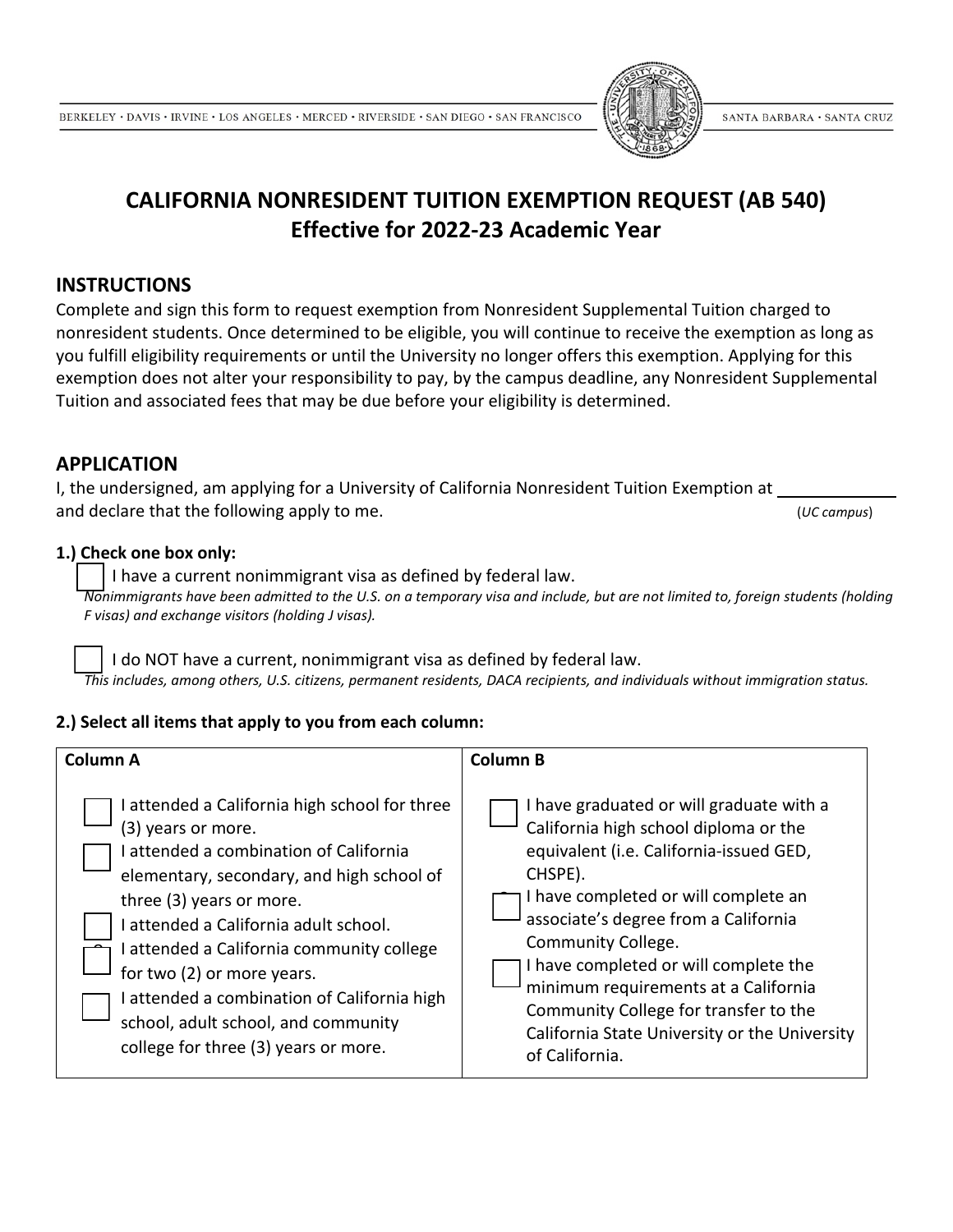# CALIFORNIA NONRESIDENT TUITION EXEMPTION REQUEST (AB 540)
## Effective for 2022-23 Academic Year

## INSTRUCTIONS

Complete and sign this form to request exemption from Nonresident Supplemental Tuition charged to nonresident students. Once determined to be eligible, you will continue to receive the exemption as long as you fulfill eligibility requirements or until the University no longer offers this exemption. Applying for this exemption does not alter your responsibility to pay, by the campus deadline, any Nonresident Supplemental Tuition and associated fees that may be due before your eligibility is determined.

## APPLICATION

I, the undersigned, am applying for a University of California Nonresident Tuition Exemption at ____________ (*UC campus*) and declare that the following apply to me.

**1.) Check one box only:**

☐ I have a current nonimmigrant visa as defined by federal law.
*Nonimmigrants have been admitted to the U.S. on a temporary visa and include, but are not limited to, foreign students (holding F visas) and exchange visitors (holding J visas).*

☐ I do NOT have a current, nonimmigrant visa as defined by federal law.
*This includes, among others, U.S. citizens, permanent residents, DACA recipients, and individuals without immigration status.*

**2.) Select all items that apply to you from each column:**

| Column A | Column B |
|---|---|
| ☐ I attended a California high school for three (3) years or more.<br>☐ I attended a combination of California elementary, secondary, and high school of three (3) years or more.<br>☐ I attended a California adult school.<br>☐ I attended a California community college for two (2) or more years.<br>☐ I attended a combination of California high school, adult school, and community college for three (3) years or more. | ☐ I have graduated or will graduate with a California high school diploma or the equivalent (i.e. California-issued GED, CHSPE).<br>☐ I have completed or will complete an associate's degree from a California Community College.<br>☐ I have completed or will complete the minimum requirements at a California Community College for transfer to the California State University or the University of California. |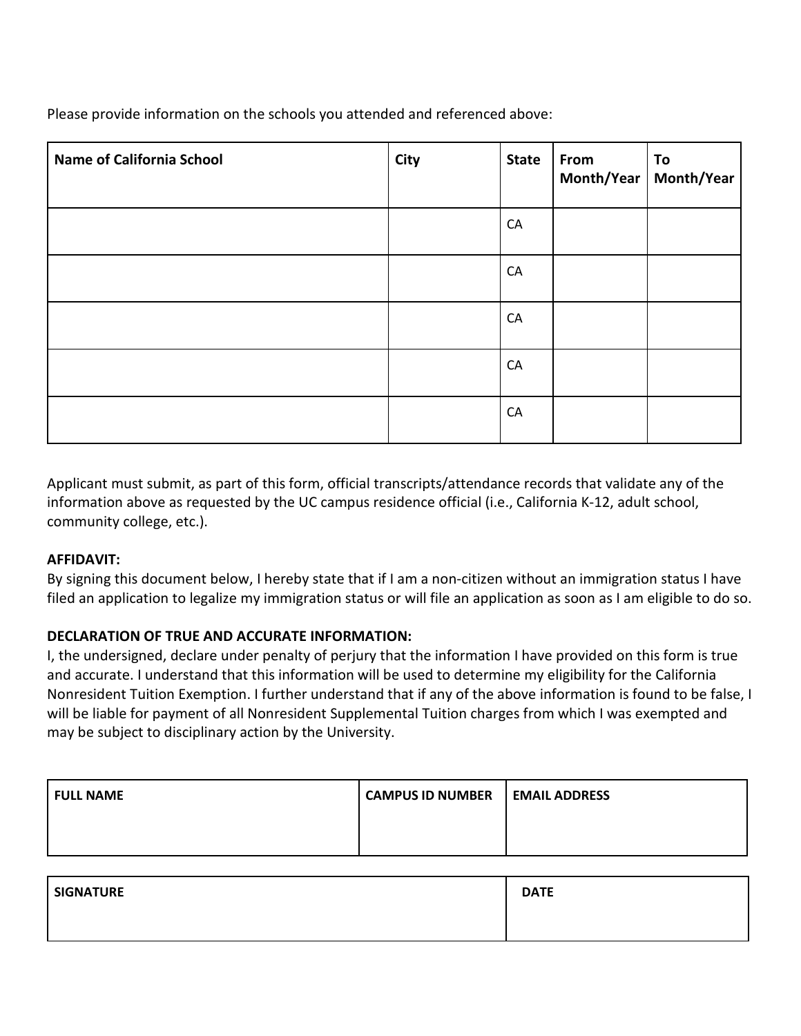Please provide information on the schools you attended and referenced above:

| Name of California School | City | State | From Month/Year | To Month/Year |
|---|---|---|---|---|
| | | CA | | |
| | | CA | | |
| | | CA | | |
| | | CA | | |
| | | CA | | |

Applicant must submit, as part of this form, official transcripts/attendance records that validate any of the information above as requested by the UC campus residence official (i.e., California K-12, adult school, community college, etc.).

**AFFIDAVIT:**
By signing this document below, I hereby state that if I am a non-citizen without an immigration status I have filed an application to legalize my immigration status or will file an application as soon as I am eligible to do so.

**DECLARATION OF TRUE AND ACCURATE INFORMATION:**
I, the undersigned, declare under penalty of perjury that the information I have provided on this form is true and accurate. I understand that this information will be used to determine my eligibility for the California Nonresident Tuition Exemption. I further understand that if any of the above information is found to be false, I will be liable for payment of all Nonresident Supplemental Tuition charges from which I was exempted and may be subject to disciplinary action by the University.

| FULL NAME | CAMPUS ID NUMBER | EMAIL ADDRESS |
|---|---|---|
| | | |

| SIGNATURE | DATE |
|---|---|
| | |